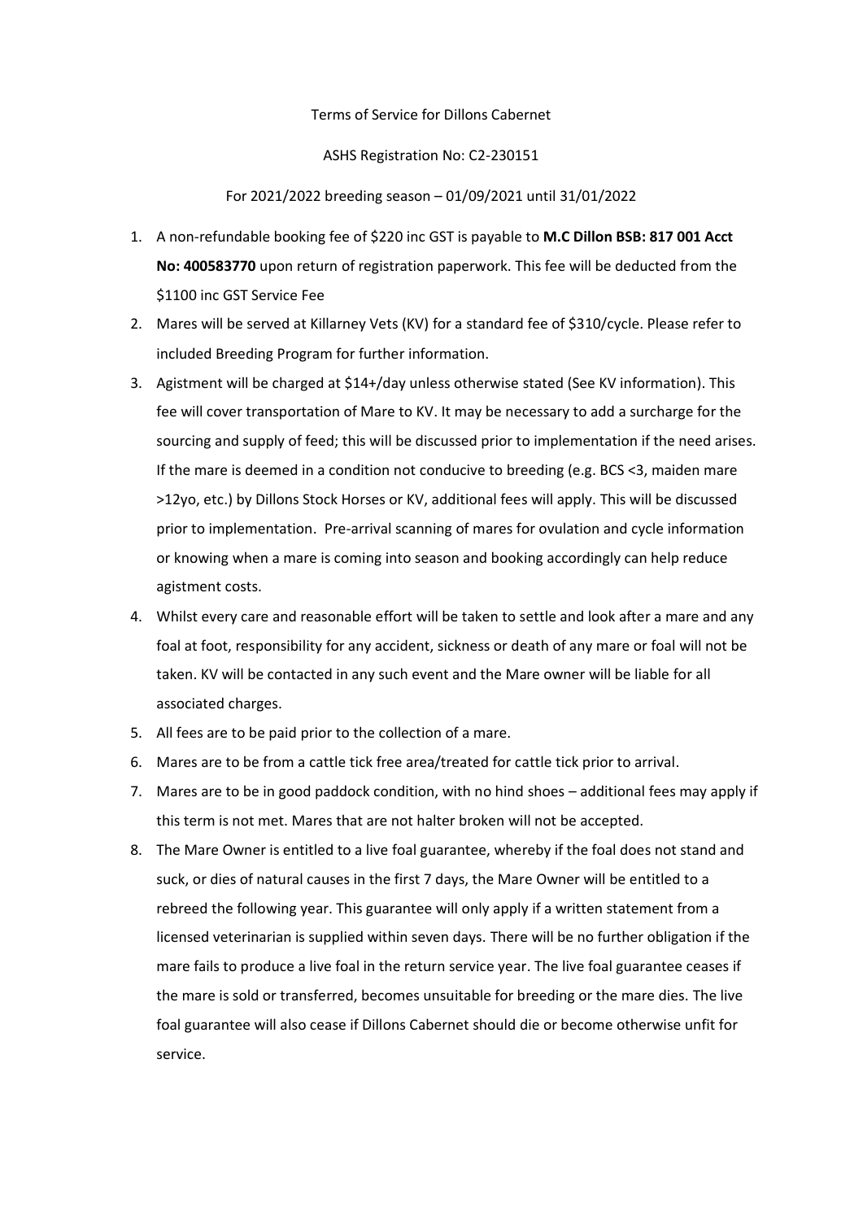Terms of Service for Dillons Cabernet

ASHS Registration No: C2-230151

For 2021/2022 breeding season – 01/09/2021 until 31/01/2022

1. A non-refundable booking fee of $220 inc GST is payable to **M.C Dillon BSB: 817 001 Acct No: 400583770** upon return of registration paperwork. This fee will be deducted from the $1100 inc GST Service Fee
2. Mares will be served at Killarney Vets (KV) for a standard fee of $310/cycle. Please refer to included Breeding Program for further information.
3. Agistment will be charged at $14+/day unless otherwise stated (See KV information). This fee will cover transportation of Mare to KV. It may be necessary to add a surcharge for the sourcing and supply of feed; this will be discussed prior to implementation if the need arises. If the mare is deemed in a condition not conducive to breeding (e.g. BCS <3, maiden mare >12yo, etc.) by Dillons Stock Horses or KV, additional fees will apply. This will be discussed prior to implementation. Pre-arrival scanning of mares for ovulation and cycle information or knowing when a mare is coming into season and booking accordingly can help reduce agistment costs.
4. Whilst every care and reasonable effort will be taken to settle and look after a mare and any foal at foot, responsibility for any accident, sickness or death of any mare or foal will not be taken. KV will be contacted in any such event and the Mare owner will be liable for all associated charges.
5. All fees are to be paid prior to the collection of a mare.
6. Mares are to be from a cattle tick free area/treated for cattle tick prior to arrival.
7. Mares are to be in good paddock condition, with no hind shoes – additional fees may apply if this term is not met. Mares that are not halter broken will not be accepted.
8. The Mare Owner is entitled to a live foal guarantee, whereby if the foal does not stand and suck, or dies of natural causes in the first 7 days, the Mare Owner will be entitled to a rebreed the following year. This guarantee will only apply if a written statement from a licensed veterinarian is supplied within seven days. There will be no further obligation if the mare fails to produce a live foal in the return service year. The live foal guarantee ceases if the mare is sold or transferred, becomes unsuitable for breeding or the mare dies. The live foal guarantee will also cease if Dillons Cabernet should die or become otherwise unfit for service.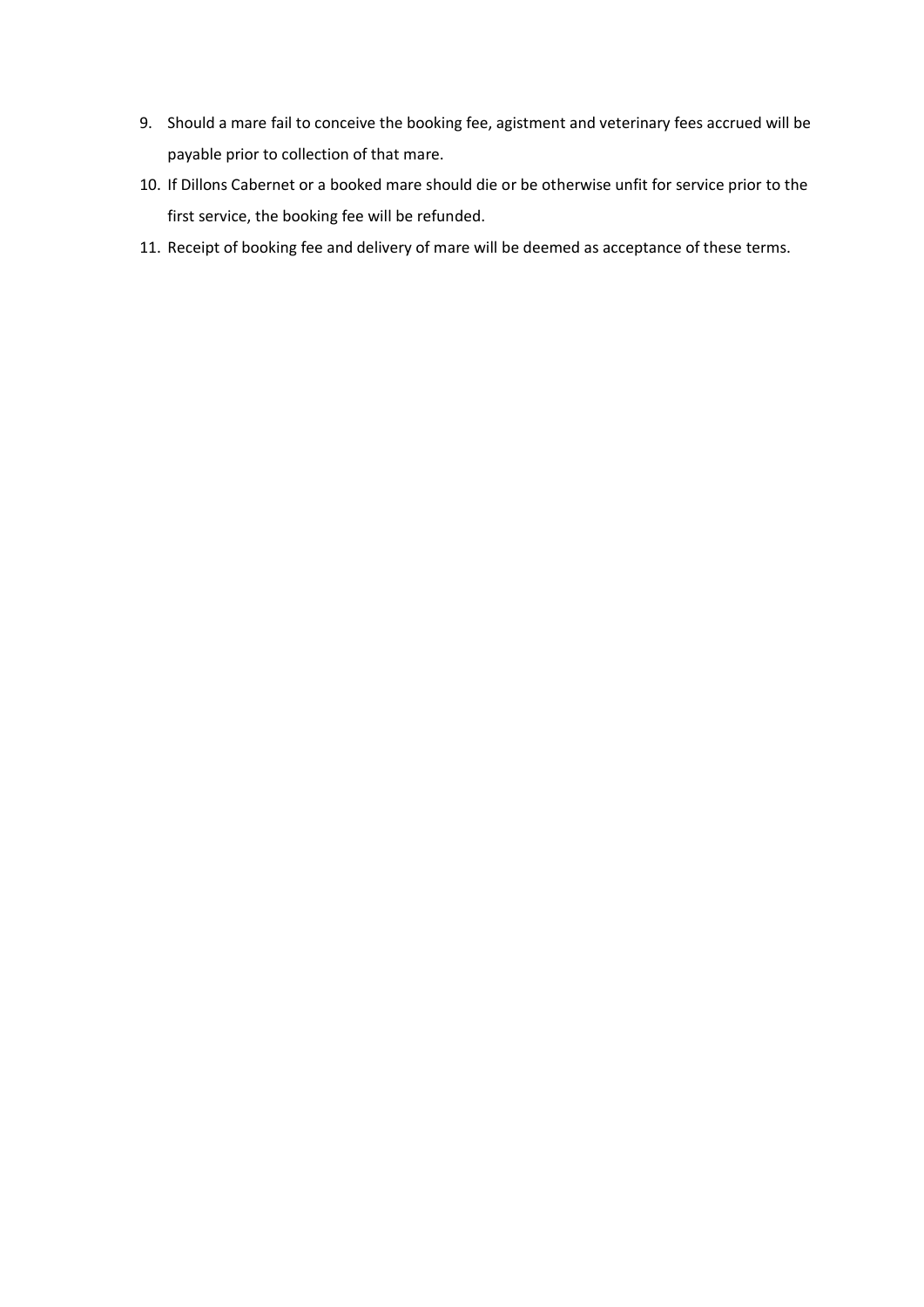9. Should a mare fail to conceive the booking fee, agistment and veterinary fees accrued will be payable prior to collection of that mare.
10. If Dillons Cabernet or a booked mare should die or be otherwise unfit for service prior to the first service, the booking fee will be refunded.
11. Receipt of booking fee and delivery of mare will be deemed as acceptance of these terms.